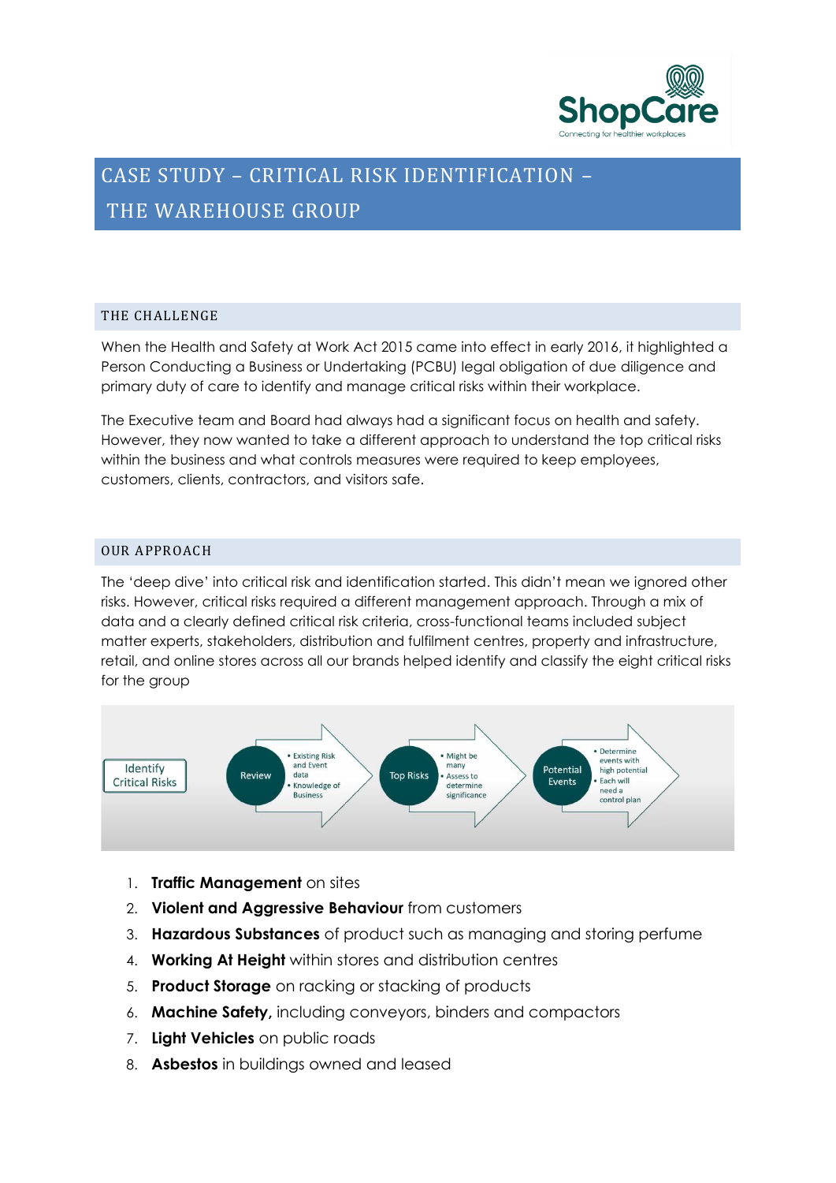# CASE STUDY – CRITICAL RISK IDENTIFICATION – THE WAREHOUSE GROUP

## THE CHALLENGE

When the Health and Safety at Work Act 2015 came into effect in early 2016, it highlighted a Person Conducting a Business or Undertaking (PCBU) legal obligation of due diligence and primary duty of care to identify and manage critical risks within their workplace.

The Executive team and Board had always had a significant focus on health and safety. However, they now wanted to take a different approach to understand the top critical risks within the business and what controls measures were required to keep employees, customers, clients, contractors, and visitors safe.

## OUR APPROACH

The 'deep dive' into critical risk and identification started. This didn't mean we ignored other risks. However, critical risks required a different management approach. Through a mix of data and a clearly defined critical risk criteria, cross-functional teams included subject matter experts, stakeholders, distribution and fulfilment centres, property and infrastructure, retail, and online stores across all our brands helped identify and classify the eight critical risks for the group

Identify Critical Risks

- **Review**
  - Existing Risk and Event data
  - Knowledge of Business
- **Top Risks**
  - Might be many
  - Assess to determine significance
- **Potential Events**
  - Determine events with high potential
  - Each will need a control plan

1. **Traffic Management** on sites
2. **Violent and Aggressive Behaviour** from customers
3. **Hazardous Substances** of product such as managing and storing perfume
4. **Working At Height** within stores and distribution centres
5. **Product Storage** on racking or stacking of products
6. **Machine Safety,** including conveyors, binders and compactors
7. **Light Vehicles** on public roads
8. **Asbestos** in buildings owned and leased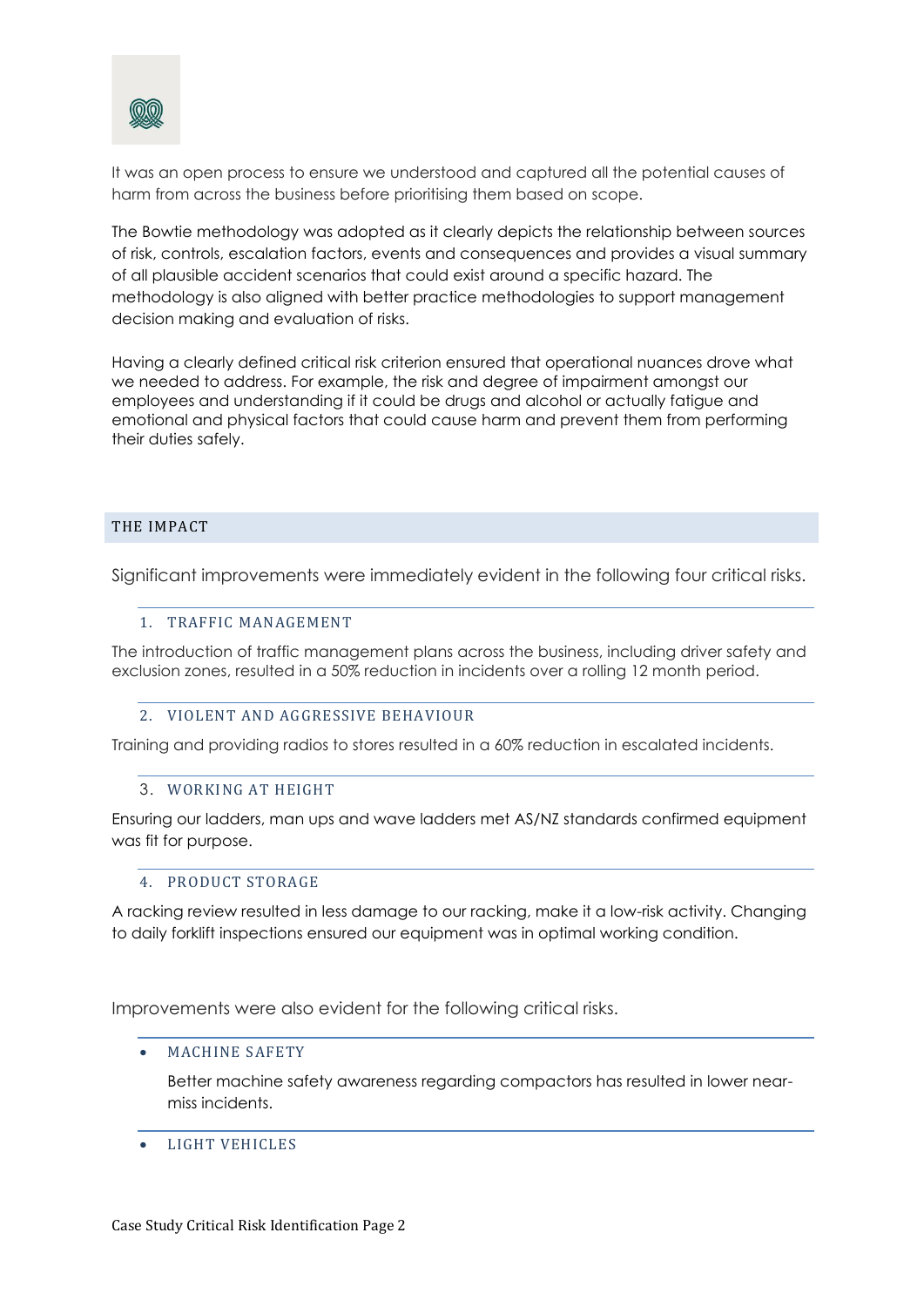It was an open process to ensure we understood and captured all the potential causes of harm from across the business before prioritising them based on scope.

The Bowtie methodology was adopted as it clearly depicts the relationship between sources of risk, controls, escalation factors, events and consequences and provides a visual summary of all plausible accident scenarios that could exist around a specific hazard. The methodology is also aligned with better practice methodologies to support management decision making and evaluation of risks.

Having a clearly defined critical risk criterion ensured that operational nuances drove what we needed to address. For example, the risk and degree of impairment amongst our employees and understanding if it could be drugs and alcohol or actually fatigue and emotional and physical factors that could cause harm and prevent them from performing their duties safely.

## THE IMPACT

Significant improvements were immediately evident in the following four critical risks.

### 1. TRAFFIC MANAGEMENT

The introduction of traffic management plans across the business, including driver safety and exclusion zones, resulted in a 50% reduction in incidents over a rolling 12 month period.

### 2. VIOLENT AND AGGRESSIVE BEHAVIOUR

Training and providing radios to stores resulted in a 60% reduction in escalated incidents.

### 3. WORKING AT HEIGHT

Ensuring our ladders, man ups and wave ladders met AS/NZ standards confirmed equipment was fit for purpose.

### 4. PRODUCT STORAGE

A racking review resulted in less damage to our racking, make it a low-risk activity. Changing to daily forklift inspections ensured our equipment was in optimal working condition.

Improvements were also evident for the following critical risks.

- **MACHINE SAFETY**

  Better machine safety awareness regarding compactors has resulted in lower near-miss incidents.

- **LIGHT VEHICLES**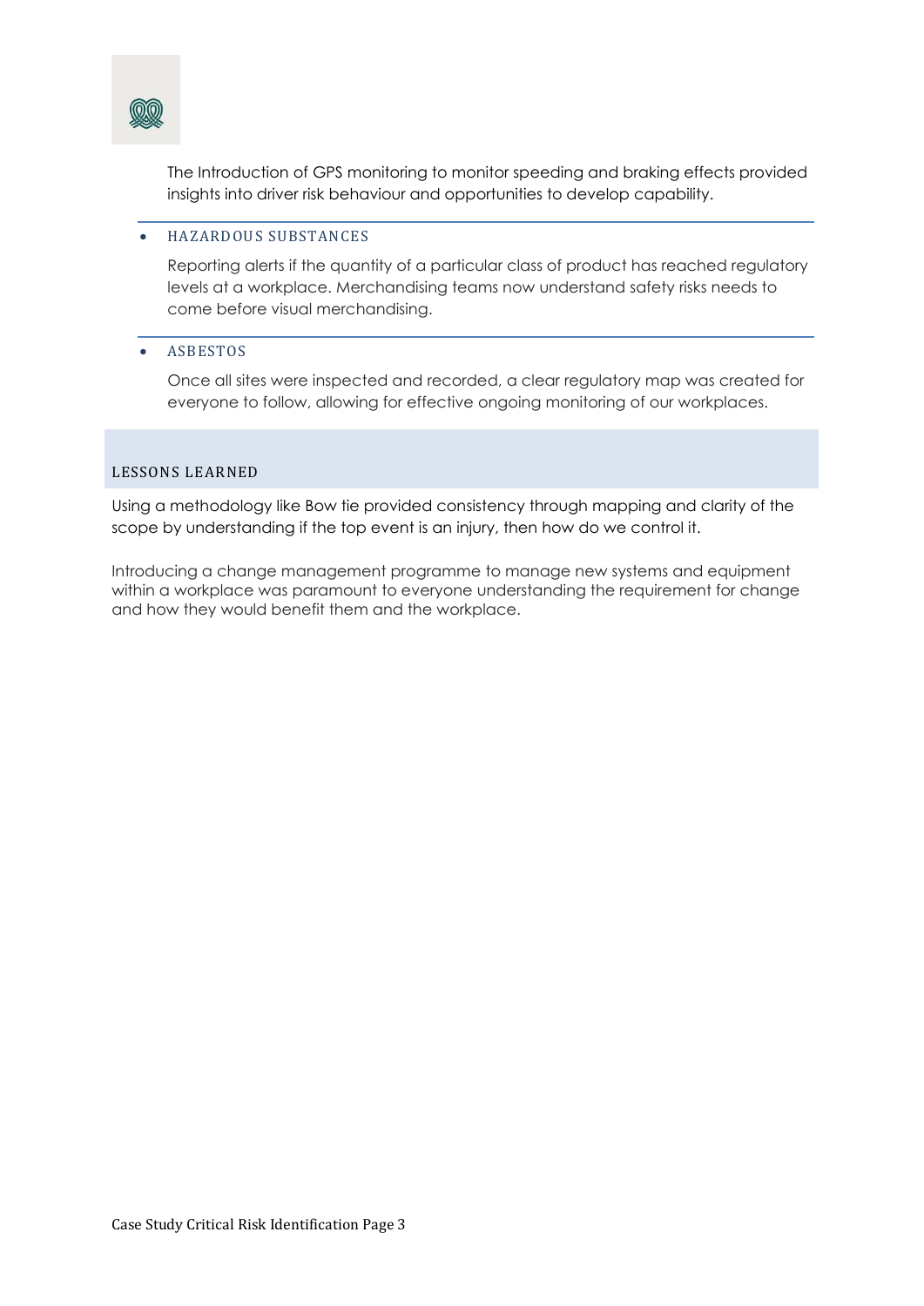The Introduction of GPS monitoring to monitor speeding and braking effects provided insights into driver risk behaviour and opportunities to develop capability.

- HAZARDOUS SUBSTANCES

  Reporting alerts if the quantity of a particular class of product has reached regulatory levels at a workplace. Merchandising teams now understand safety risks needs to come before visual merchandising.

- ASBESTOS

  Once all sites were inspected and recorded, a clear regulatory map was created for everyone to follow, allowing for effective ongoing monitoring of our workplaces.

## LESSONS LEARNED

Using a methodology like Bow tie provided consistency through mapping and clarity of the scope by understanding if the top event is an injury, then how do we control it.

Introducing a change management programme to manage new systems and equipment within a workplace was paramount to everyone understanding the requirement for change and how they would benefit them and the workplace.